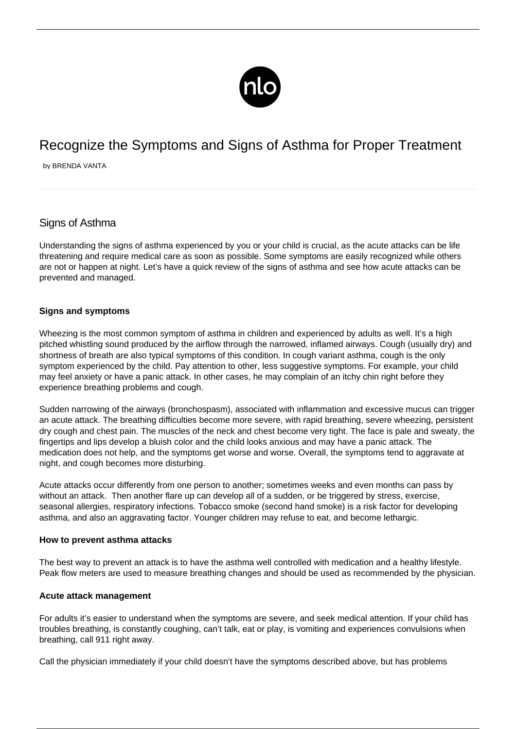# Recognize the Symptoms and Signs of Asthma for Proper Treatment

by BRENDA VANTA

## Signs of Asthma

Understanding the signs of asthma experienced by you or your child is crucial, as the acute attacks can be life threatening and require medical care as soon as possible. Some symptoms are easily recognized while others are not or happen at night. Let's have a quick review of the signs of asthma and see how acute attacks can be prevented and managed.

**Signs and symptoms**

Wheezing is the most common symptom of asthma in children and experienced by adults as well. It's a high pitched whistling sound produced by the airflow through the narrowed, inflamed airways. Cough (usually dry) and shortness of breath are also typical symptoms of this condition. In cough variant asthma, cough is the only symptom experienced by the child. Pay attention to other, less suggestive symptoms. For example, your child may feel anxiety or have a panic attack. In other cases, he may complain of an itchy chin right before they experience breathing problems and cough.

Sudden narrowing of the airways (bronchospasm), associated with inflammation and excessive mucus can trigger an acute attack. The breathing difficulties become more severe, with rapid breathing, severe wheezing, persistent dry cough and chest pain. The muscles of the neck and chest become very tight. The face is pale and sweaty, the fingertips and lips develop a bluish color and the child looks anxious and may have a panic attack. The medication does not help, and the symptoms get worse and worse. Overall, the symptoms tend to aggravate at night, and cough becomes more disturbing.

Acute attacks occur differently from one person to another; sometimes weeks and even months can pass by without an attack. Then another flare up can develop all of a sudden, or be triggered by stress, exercise, seasonal allergies, respiratory infections. Tobacco smoke (second hand smoke) is a risk factor for developing asthma, and also an aggravating factor. Younger children may refuse to eat, and become lethargic.

**How to prevent asthma attacks**

The best way to prevent an attack is to have the asthma well controlled with medication and a healthy lifestyle. Peak flow meters are used to measure breathing changes and should be used as recommended by the physician.

**Acute attack management**

For adults it's easier to understand when the symptoms are severe, and seek medical attention. If your child has troubles breathing, is constantly coughing, can't talk, eat or play, is vomiting and experiences convulsions when breathing, call 911 right away.

Call the physician immediately if your child doesn't have the symptoms described above, but has problems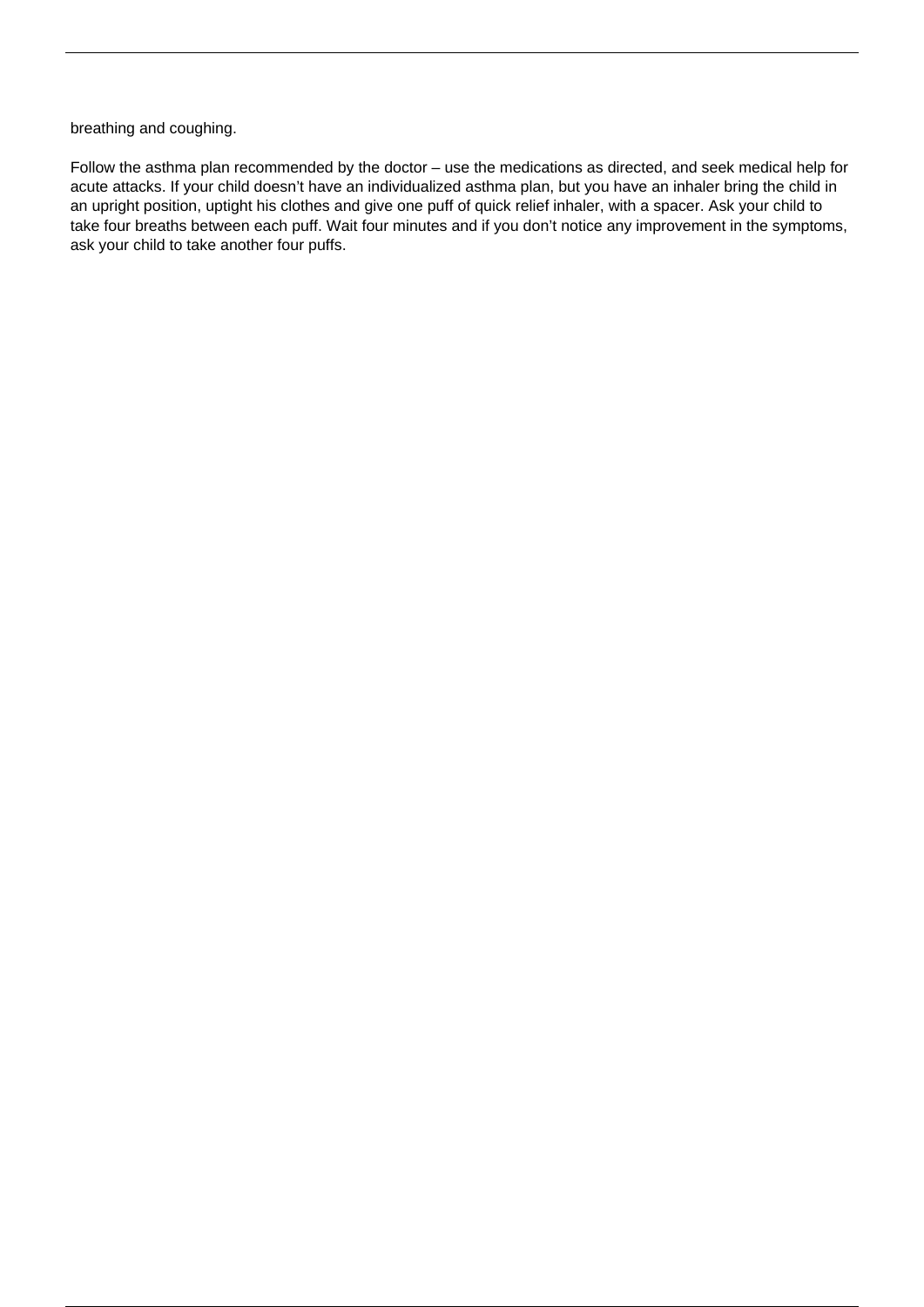breathing and coughing.

Follow the asthma plan recommended by the doctor – use the medications as directed, and seek medical help for acute attacks. If your child doesn't have an individualized asthma plan, but you have an inhaler bring the child in an upright position, uptight his clothes and give one puff of quick relief inhaler, with a spacer. Ask your child to take four breaths between each puff. Wait four minutes and if you don't notice any improvement in the symptoms, ask your child to take another four puffs.